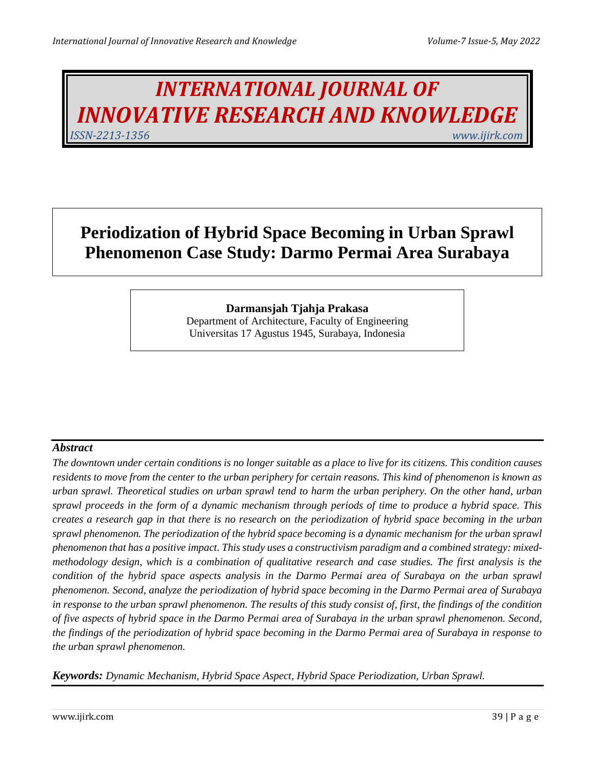# INTERNATIONAL JOURNAL OF INNOVATIVE RESEARCH AND KNOWLEDGE

*ISSN-2213-1356* *www.ijirk.com*

# Periodization of Hybrid Space Becoming in Urban Sprawl Phenomenon Case Study: Darmo Permai Area Surabaya

**Darmansjah Tjahja Prakasa**
Department of Architecture, Faculty of Engineering
Universitas 17 Agustus 1945, Surabaya, Indonesia

## *Abstract*

*The downtown under certain conditions is no longer suitable as a place to live for its citizens. This condition causes residents to move from the center to the urban periphery for certain reasons. This kind of phenomenon is known as urban sprawl. Theoretical studies on urban sprawl tend to harm the urban periphery. On the other hand, urban sprawl proceeds in the form of a dynamic mechanism through periods of time to produce a hybrid space. This creates a research gap in that there is no research on the periodization of hybrid space becoming in the urban sprawl phenomenon. The periodization of the hybrid space becoming is a dynamic mechanism for the urban sprawl phenomenon that has a positive impact. This study uses a constructivism paradigm and a combined strategy: mixed-methodology design, which is a combination of qualitative research and case studies. The first analysis is the condition of the hybrid space aspects analysis in the Darmo Permai area of Surabaya on the urban sprawl phenomenon. Second, analyze the periodization of hybrid space becoming in the Darmo Permai area of Surabaya in response to the urban sprawl phenomenon. The results of this study consist of, first, the findings of the condition of five aspects of hybrid space in the Darmo Permai area of Surabaya in the urban sprawl phenomenon. Second, the findings of the periodization of hybrid space becoming in the Darmo Permai area of Surabaya in response to the urban sprawl phenomenon.*

***Keywords:*** *Dynamic Mechanism, Hybrid Space Aspect, Hybrid Space Periodization, Urban Sprawl.*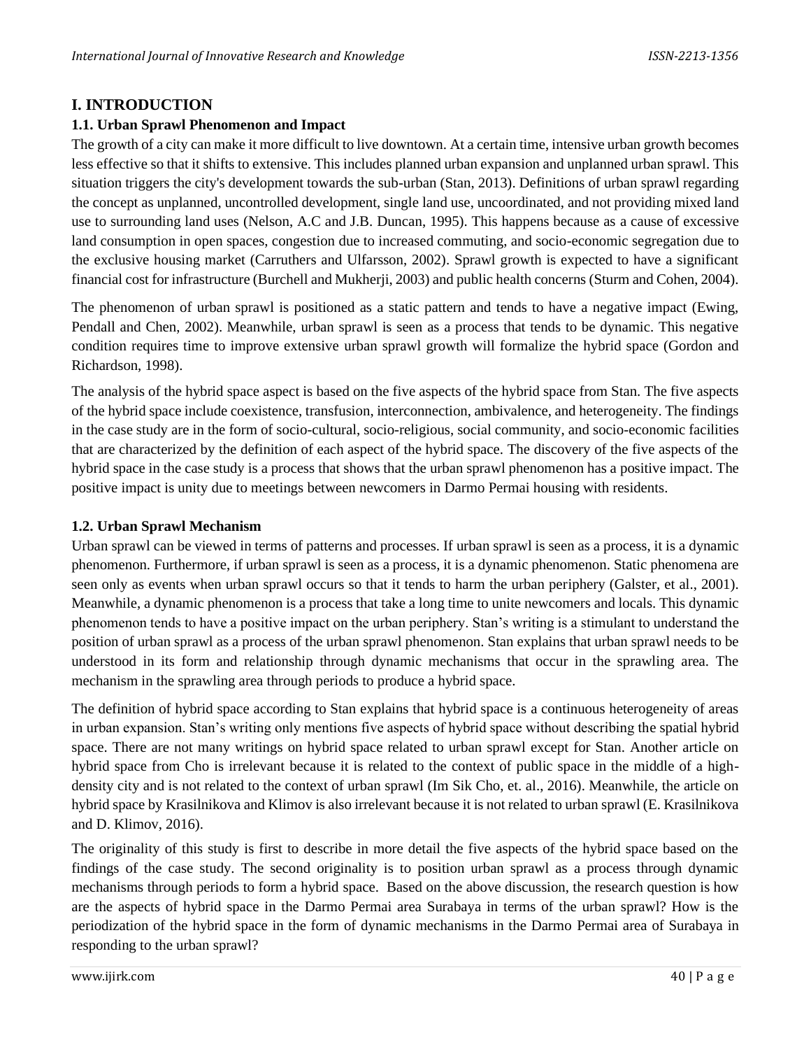# I. INTRODUCTION

## 1.1. Urban Sprawl Phenomenon and Impact

The growth of a city can make it more difficult to live downtown. At a certain time, intensive urban growth becomes less effective so that it shifts to extensive. This includes planned urban expansion and unplanned urban sprawl. This situation triggers the city's development towards the sub-urban (Stan, 2013). Definitions of urban sprawl regarding the concept as unplanned, uncontrolled development, single land use, uncoordinated, and not providing mixed land use to surrounding land uses (Nelson, A.C and J.B. Duncan, 1995). This happens because as a cause of excessive land consumption in open spaces, congestion due to increased commuting, and socio-economic segregation due to the exclusive housing market (Carruthers and Ulfarsson, 2002). Sprawl growth is expected to have a significant financial cost for infrastructure (Burchell and Mukherji, 2003) and public health concerns (Sturm and Cohen, 2004).

The phenomenon of urban sprawl is positioned as a static pattern and tends to have a negative impact (Ewing, Pendall and Chen, 2002). Meanwhile, urban sprawl is seen as a process that tends to be dynamic. This negative condition requires time to improve extensive urban sprawl growth will formalize the hybrid space (Gordon and Richardson, 1998).

The analysis of the hybrid space aspect is based on the five aspects of the hybrid space from Stan. The five aspects of the hybrid space include coexistence, transfusion, interconnection, ambivalence, and heterogeneity. The findings in the case study are in the form of socio-cultural, socio-religious, social community, and socio-economic facilities that are characterized by the definition of each aspect of the hybrid space. The discovery of the five aspects of the hybrid space in the case study is a process that shows that the urban sprawl phenomenon has a positive impact. The positive impact is unity due to meetings between newcomers in Darmo Permai housing with residents.

## 1.2. Urban Sprawl Mechanism

Urban sprawl can be viewed in terms of patterns and processes. If urban sprawl is seen as a process, it is a dynamic phenomenon. Furthermore, if urban sprawl is seen as a process, it is a dynamic phenomenon. Static phenomena are seen only as events when urban sprawl occurs so that it tends to harm the urban periphery (Galster, et al., 2001). Meanwhile, a dynamic phenomenon is a process that take a long time to unite newcomers and locals. This dynamic phenomenon tends to have a positive impact on the urban periphery. Stan's writing is a stimulant to understand the position of urban sprawl as a process of the urban sprawl phenomenon. Stan explains that urban sprawl needs to be understood in its form and relationship through dynamic mechanisms that occur in the sprawling area. The mechanism in the sprawling area through periods to produce a hybrid space.

The definition of hybrid space according to Stan explains that hybrid space is a continuous heterogeneity of areas in urban expansion. Stan's writing only mentions five aspects of hybrid space without describing the spatial hybrid space. There are not many writings on hybrid space related to urban sprawl except for Stan. Another article on hybrid space from Cho is irrelevant because it is related to the context of public space in the middle of a high-density city and is not related to the context of urban sprawl (Im Sik Cho, et. al., 2016). Meanwhile, the article on hybrid space by Krasilnikova and Klimov is also irrelevant because it is not related to urban sprawl (E. Krasilnikova and D. Klimov, 2016).

The originality of this study is first to describe in more detail the five aspects of the hybrid space based on the findings of the case study. The second originality is to position urban sprawl as a process through dynamic mechanisms through periods to form a hybrid space. Based on the above discussion, the research question is how are the aspects of hybrid space in the Darmo Permai area Surabaya in terms of the urban sprawl? How is the periodization of the hybrid space in the form of dynamic mechanisms in the Darmo Permai area of Surabaya in responding to the urban sprawl?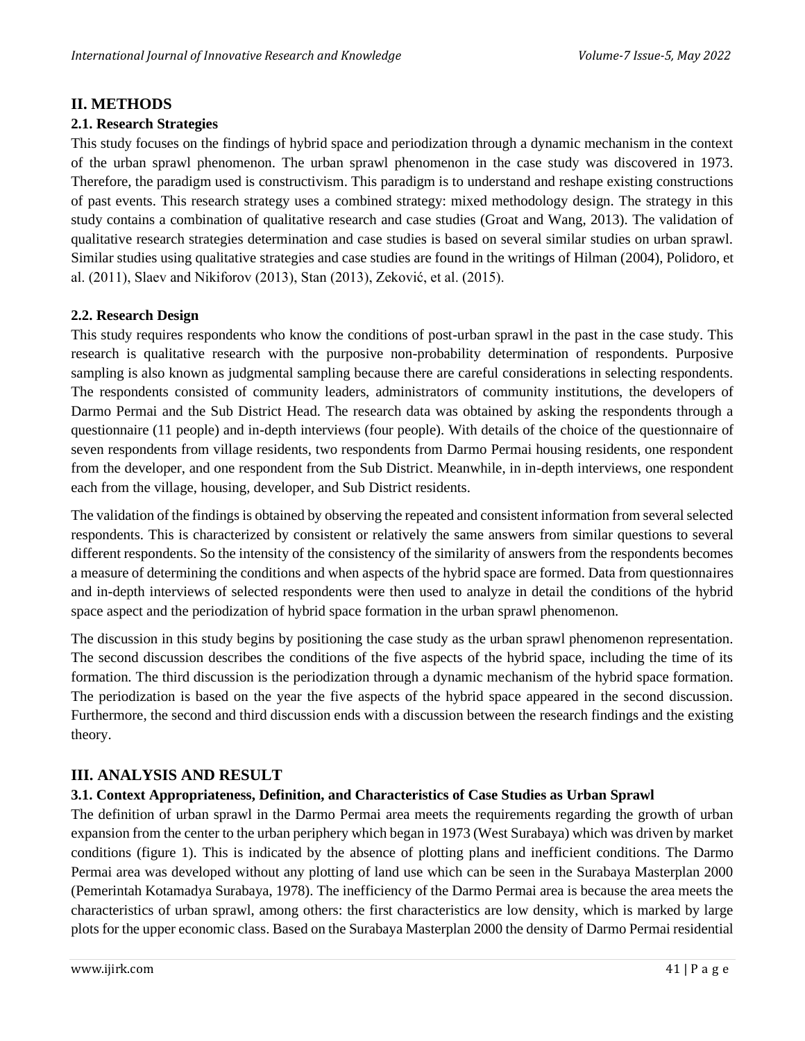## II. METHODS

### 2.1. Research Strategies

This study focuses on the findings of hybrid space and periodization through a dynamic mechanism in the context of the urban sprawl phenomenon. The urban sprawl phenomenon in the case study was discovered in 1973. Therefore, the paradigm used is constructivism. This paradigm is to understand and reshape existing constructions of past events. This research strategy uses a combined strategy: mixed methodology design. The strategy in this study contains a combination of qualitative research and case studies (Groat and Wang, 2013). The validation of qualitative research strategies determination and case studies is based on several similar studies on urban sprawl. Similar studies using qualitative strategies and case studies are found in the writings of Hilman (2004), Polidoro, et al. (2011), Slaev and Nikiforov (2013), Stan (2013), Zeković, et al. (2015).

### 2.2. Research Design

This study requires respondents who know the conditions of post-urban sprawl in the past in the case study. This research is qualitative research with the purposive non-probability determination of respondents. Purposive sampling is also known as judgmental sampling because there are careful considerations in selecting respondents. The respondents consisted of community leaders, administrators of community institutions, the developers of Darmo Permai and the Sub District Head. The research data was obtained by asking the respondents through a questionnaire (11 people) and in-depth interviews (four people). With details of the choice of the questionnaire of seven respondents from village residents, two respondents from Darmo Permai housing residents, one respondent from the developer, and one respondent from the Sub District. Meanwhile, in in-depth interviews, one respondent each from the village, housing, developer, and Sub District residents.

The validation of the findings is obtained by observing the repeated and consistent information from several selected respondents. This is characterized by consistent or relatively the same answers from similar questions to several different respondents. So the intensity of the consistency of the similarity of answers from the respondents becomes a measure of determining the conditions and when aspects of the hybrid space are formed. Data from questionnaires and in-depth interviews of selected respondents were then used to analyze in detail the conditions of the hybrid space aspect and the periodization of hybrid space formation in the urban sprawl phenomenon.

The discussion in this study begins by positioning the case study as the urban sprawl phenomenon representation. The second discussion describes the conditions of the five aspects of the hybrid space, including the time of its formation. The third discussion is the periodization through a dynamic mechanism of the hybrid space formation. The periodization is based on the year the five aspects of the hybrid space appeared in the second discussion. Furthermore, the second and third discussion ends with a discussion between the research findings and the existing theory.

## III. ANALYSIS AND RESULT

### 3.1. Context Appropriateness, Definition, and Characteristics of Case Studies as Urban Sprawl

The definition of urban sprawl in the Darmo Permai area meets the requirements regarding the growth of urban expansion from the center to the urban periphery which began in 1973 (West Surabaya) which was driven by market conditions (figure 1). This is indicated by the absence of plotting plans and inefficient conditions. The Darmo Permai area was developed without any plotting of land use which can be seen in the Surabaya Masterplan 2000 (Pemerintah Kotamadya Surabaya, 1978). The inefficiency of the Darmo Permai area is because the area meets the characteristics of urban sprawl, among others: the first characteristics are low density, which is marked by large plots for the upper economic class. Based on the Surabaya Masterplan 2000 the density of Darmo Permai residential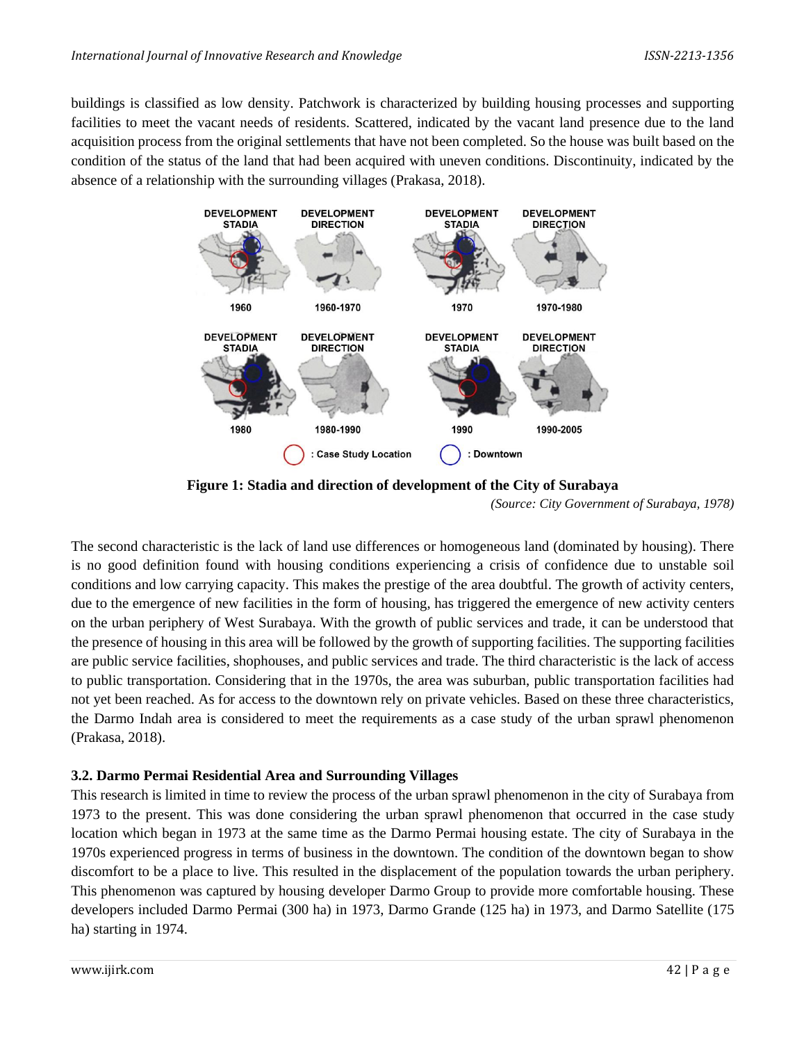buildings is classified as low density. Patchwork is characterized by building housing processes and supporting facilities to meet the vacant needs of residents. Scattered, indicated by the vacant land presence due to the land acquisition process from the original settlements that have not been completed. So the house was built based on the condition of the status of the land that had been acquired with uneven conditions. Discontinuity, indicated by the absence of a relationship with the surrounding villages (Prakasa, 2018).

**Figure 1: Stadia and direction of development of the City of Surabaya**

*(Source: City Government of Surabaya, 1978)*

The second characteristic is the lack of land use differences or homogeneous land (dominated by housing). There is no good definition found with housing conditions experiencing a crisis of confidence due to unstable soil conditions and low carrying capacity. This makes the prestige of the area doubtful. The growth of activity centers, due to the emergence of new facilities in the form of housing, has triggered the emergence of new activity centers on the urban periphery of West Surabaya. With the growth of public services and trade, it can be understood that the presence of housing in this area will be followed by the growth of supporting facilities. The supporting facilities are public service facilities, shophouses, and public services and trade. The third characteristic is the lack of access to public transportation. Considering that in the 1970s, the area was suburban, public transportation facilities had not yet been reached. As for access to the downtown rely on private vehicles. Based on these three characteristics, the Darmo Indah area is considered to meet the requirements as a case study of the urban sprawl phenomenon (Prakasa, 2018).

### 3.2. Darmo Permai Residential Area and Surrounding Villages

This research is limited in time to review the process of the urban sprawl phenomenon in the city of Surabaya from 1973 to the present. This was done considering the urban sprawl phenomenon that occurred in the case study location which began in 1973 at the same time as the Darmo Permai housing estate. The city of Surabaya in the 1970s experienced progress in terms of business in the downtown. The condition of the downtown began to show discomfort to be a place to live. This resulted in the displacement of the population towards the urban periphery. This phenomenon was captured by housing developer Darmo Group to provide more comfortable housing. These developers included Darmo Permai (300 ha) in 1973, Darmo Grande (125 ha) in 1973, and Darmo Satellite (175 ha) starting in 1974.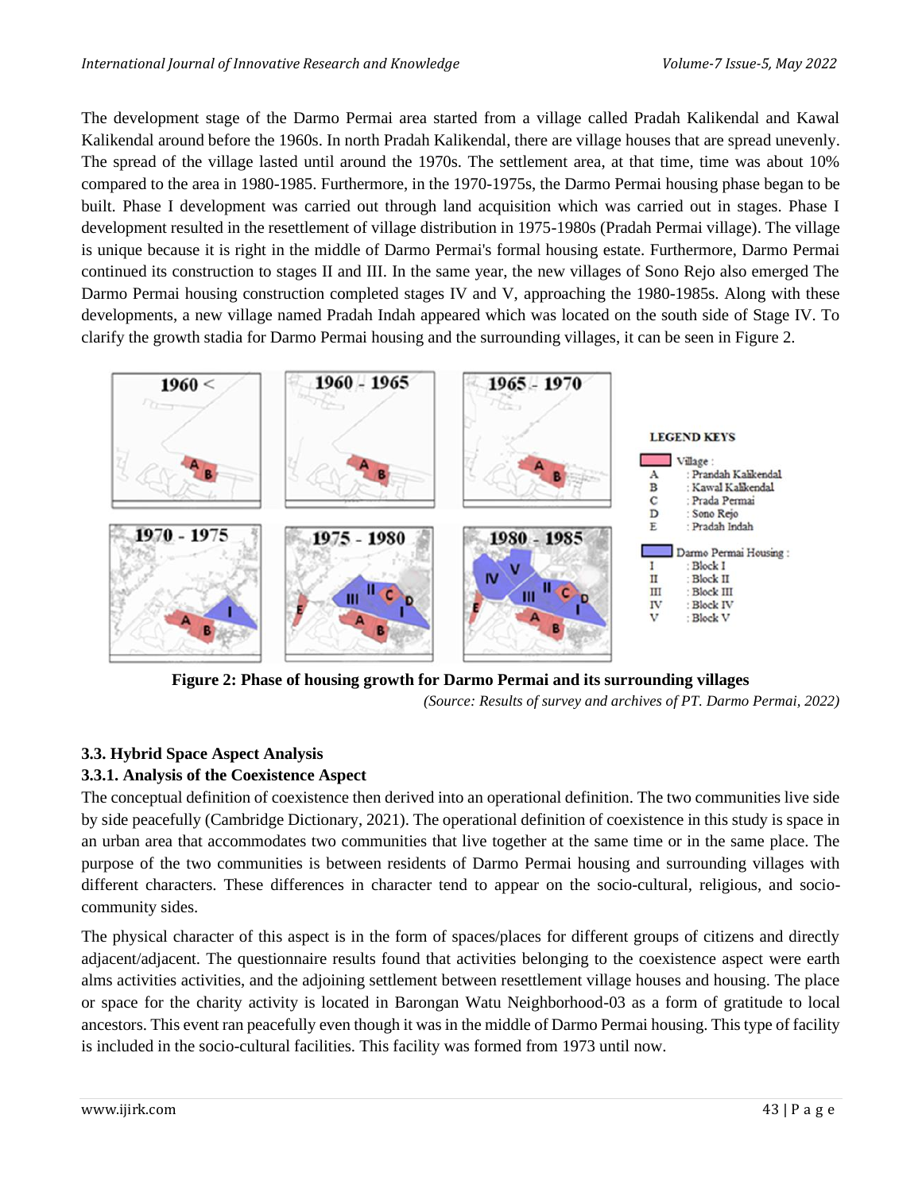The development stage of the Darmo Permai area started from a village called Pradah Kalikendal and Kawal Kalikendal around before the 1960s. In north Pradah Kalikendal, there are village houses that are spread unevenly. The spread of the village lasted until around the 1970s. The settlement area, at that time, time was about 10% compared to the area in 1980-1985. Furthermore, in the 1970-1975s, the Darmo Permai housing phase began to be built. Phase I development was carried out through land acquisition which was carried out in stages. Phase I development resulted in the resettlement of village distribution in 1975-1980s (Pradah Permai village). The village is unique because it is right in the middle of Darmo Permai's formal housing estate. Furthermore, Darmo Permai continued its construction to stages II and III. In the same year, the new villages of Sono Rejo also emerged The Darmo Permai housing construction completed stages IV and V, approaching the 1980-1985s. Along with these developments, a new village named Pradah Indah appeared which was located on the south side of Stage IV. To clarify the growth stadia for Darmo Permai housing and the surrounding villages, it can be seen in Figure 2.

**Figure 2: Phase of housing growth for Darmo Permai and its surrounding villages**

*(Source: Results of survey and archives of PT. Darmo Permai, 2022)*

### 3.3. Hybrid Space Aspect Analysis

#### 3.3.1. Analysis of the Coexistence Aspect

The conceptual definition of coexistence then derived into an operational definition. The two communities live side by side peacefully (Cambridge Dictionary, 2021). The operational definition of coexistence in this study is space in an urban area that accommodates two communities that live together at the same time or in the same place. The purpose of the two communities is between residents of Darmo Permai housing and surrounding villages with different characters. These differences in character tend to appear on the socio-cultural, religious, and socio-community sides.

The physical character of this aspect is in the form of spaces/places for different groups of citizens and directly adjacent/adjacent. The questionnaire results found that activities belonging to the coexistence aspect were earth alms activities activities, and the adjoining settlement between resettlement village houses and housing. The place or space for the charity activity is located in Barongan Watu Neighborhood-03 as a form of gratitude to local ancestors. This event ran peacefully even though it was in the middle of Darmo Permai housing. This type of facility is included in the socio-cultural facilities. This facility was formed from 1973 until now.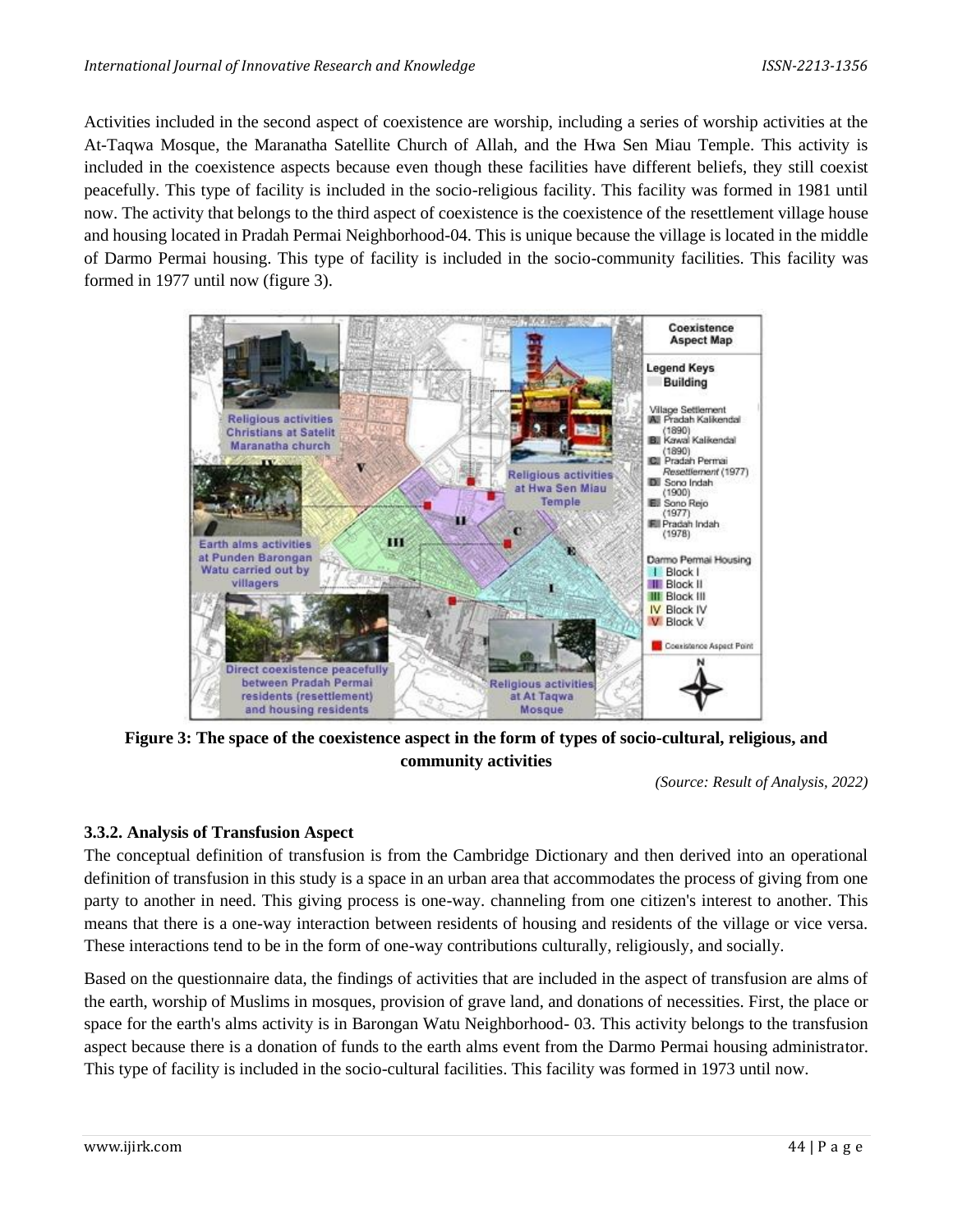Activities included in the second aspect of coexistence are worship, including a series of worship activities at the At-Taqwa Mosque, the Maranatha Satellite Church of Allah, and the Hwa Sen Miau Temple. This activity is included in the coexistence aspects because even though these facilities have different beliefs, they still coexist peacefully. This type of facility is included in the socio-religious facility. This facility was formed in 1981 until now. The activity that belongs to the third aspect of coexistence is the coexistence of the resettlement village house and housing located in Pradah Permai Neighborhood-04. This is unique because the village is located in the middle of Darmo Permai housing. This type of facility is included in the socio-community facilities. This facility was formed in 1977 until now (figure 3).

**Figure 3: The space of the coexistence aspect in the form of types of socio-cultural, religious, and community activities**

*(Source: Result of Analysis, 2022)*

### 3.3.2. Analysis of Transfusion Aspect

The conceptual definition of transfusion is from the Cambridge Dictionary and then derived into an operational definition of transfusion in this study is a space in an urban area that accommodates the process of giving from one party to another in need. This giving process is one-way. channeling from one citizen's interest to another. This means that there is a one-way interaction between residents of housing and residents of the village or vice versa. These interactions tend to be in the form of one-way contributions culturally, religiously, and socially.

Based on the questionnaire data, the findings of activities that are included in the aspect of transfusion are alms of the earth, worship of Muslims in mosques, provision of grave land, and donations of necessities. First, the place or space for the earth's alms activity is in Barongan Watu Neighborhood- 03. This activity belongs to the transfusion aspect because there is a donation of funds to the earth alms event from the Darmo Permai housing administrator. This type of facility is included in the socio-cultural facilities. This facility was formed in 1973 until now.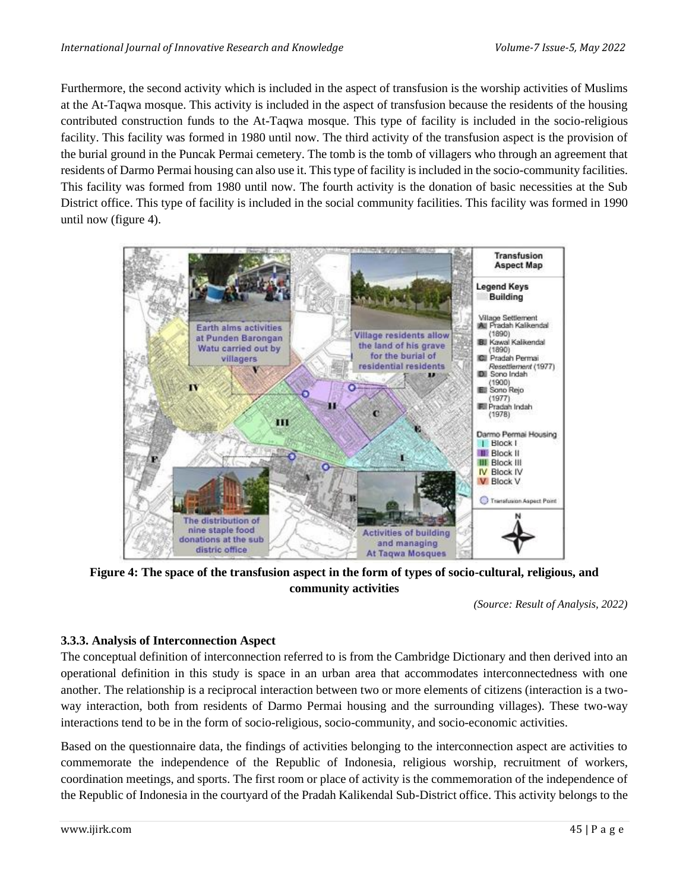Furthermore, the second activity which is included in the aspect of transfusion is the worship activities of Muslims at the At-Taqwa mosque. This activity is included in the aspect of transfusion because the residents of the housing contributed construction funds to the At-Taqwa mosque. This type of facility is included in the socio-religious facility. This facility was formed in 1980 until now. The third activity of the transfusion aspect is the provision of the burial ground in the Puncak Permai cemetery. The tomb is the tomb of villagers who through an agreement that residents of Darmo Permai housing can also use it. This type of facility is included in the socio-community facilities. This facility was formed from 1980 until now. The fourth activity is the donation of basic necessities at the Sub District office. This type of facility is included in the social community facilities. This facility was formed in 1990 until now (figure 4).

**Figure 4: The space of the transfusion aspect in the form of types of socio-cultural, religious, and community activities**

*(Source: Result of Analysis, 2022)*

### 3.3.3. Analysis of Interconnection Aspect

The conceptual definition of interconnection referred to is from the Cambridge Dictionary and then derived into an operational definition in this study is space in an urban area that accommodates interconnectedness with one another. The relationship is a reciprocal interaction between two or more elements of citizens (interaction is a two-way interaction, both from residents of Darmo Permai housing and the surrounding villages). These two-way interactions tend to be in the form of socio-religious, socio-community, and socio-economic activities.

Based on the questionnaire data, the findings of activities belonging to the interconnection aspect are activities to commemorate the independence of the Republic of Indonesia, religious worship, recruitment of workers, coordination meetings, and sports. The first room or place of activity is the commemoration of the independence of the Republic of Indonesia in the courtyard of the Pradah Kalikendal Sub-District office. This activity belongs to the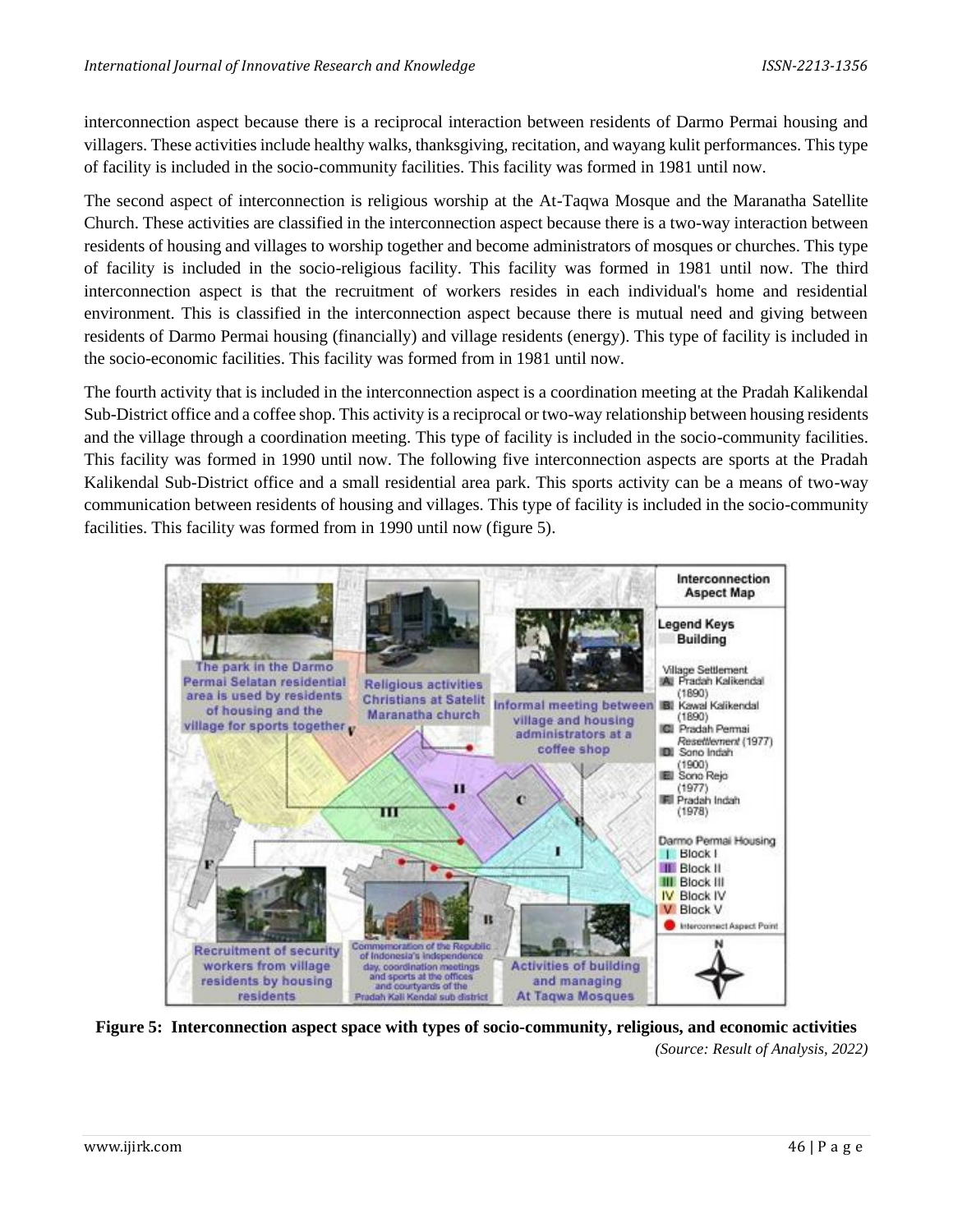interconnection aspect because there is a reciprocal interaction between residents of Darmo Permai housing and villagers. These activities include healthy walks, thanksgiving, recitation, and wayang kulit performances. This type of facility is included in the socio-community facilities. This facility was formed in 1981 until now.

The second aspect of interconnection is religious worship at the At-Taqwa Mosque and the Maranatha Satellite Church. These activities are classified in the interconnection aspect because there is a two-way interaction between residents of housing and villages to worship together and become administrators of mosques or churches. This type of facility is included in the socio-religious facility. This facility was formed in 1981 until now. The third interconnection aspect is that the recruitment of workers resides in each individual's home and residential environment. This is classified in the interconnection aspect because there is mutual need and giving between residents of Darmo Permai housing (financially) and village residents (energy). This type of facility is included in the socio-economic facilities. This facility was formed from in 1981 until now.

The fourth activity that is included in the interconnection aspect is a coordination meeting at the Pradah Kalikendal Sub-District office and a coffee shop. This activity is a reciprocal or two-way relationship between housing residents and the village through a coordination meeting. This type of facility is included in the socio-community facilities. This facility was formed in 1990 until now. The following five interconnection aspects are sports at the Pradah Kalikendal Sub-District office and a small residential area park. This sports activity can be a means of two-way communication between residents of housing and villages. This type of facility is included in the socio-community facilities. This facility was formed from in 1990 until now (figure 5).

**Figure 5: Interconnection aspect space with types of socio-community, religious, and economic activities**

*(Source: Result of Analysis, 2022)*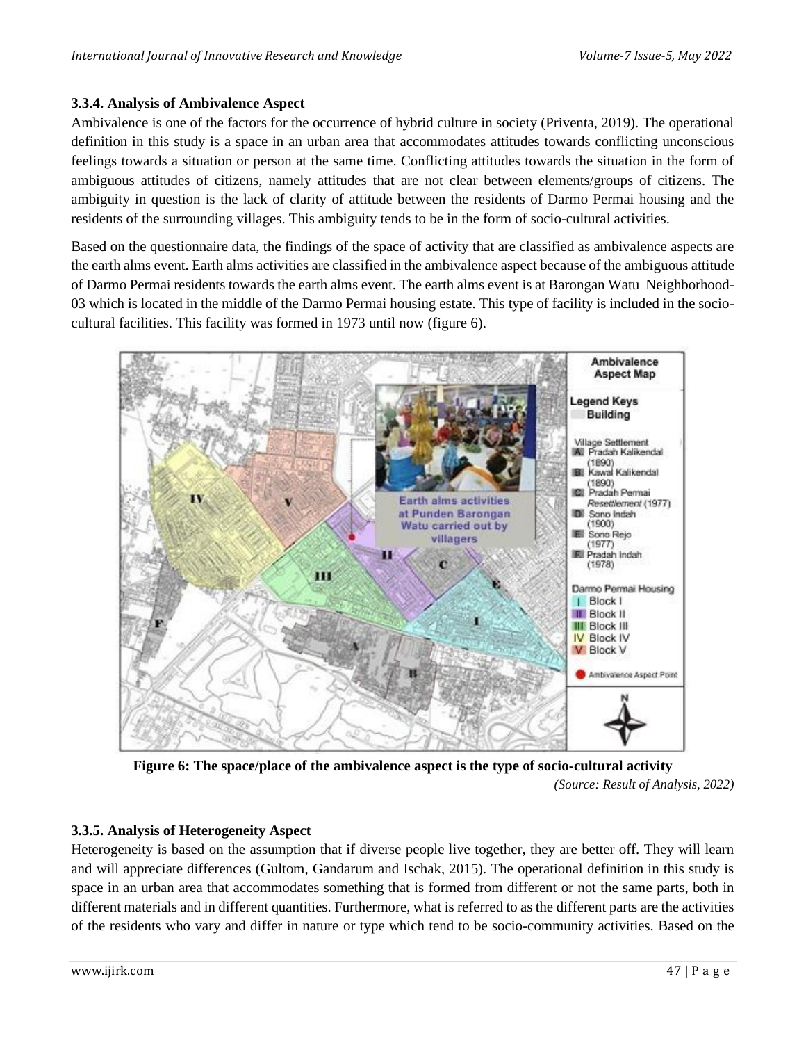### 3.3.4. Analysis of Ambivalence Aspect

Ambivalence is one of the factors for the occurrence of hybrid culture in society (Priventa, 2019). The operational definition in this study is a space in an urban area that accommodates attitudes towards conflicting unconscious feelings towards a situation or person at the same time. Conflicting attitudes towards the situation in the form of ambiguous attitudes of citizens, namely attitudes that are not clear between elements/groups of citizens. The ambiguity in question is the lack of clarity of attitude between the residents of Darmo Permai housing and the residents of the surrounding villages. This ambiguity tends to be in the form of socio-cultural activities.

Based on the questionnaire data, the findings of the space of activity that are classified as ambivalence aspects are the earth alms event. Earth alms activities are classified in the ambivalence aspect because of the ambiguous attitude of Darmo Permai residents towards the earth alms event. The earth alms event is at Barongan Watu Neighborhood-03 which is located in the middle of the Darmo Permai housing estate. This type of facility is included in the socio-cultural facilities. This facility was formed in 1973 until now (figure 6).

**Figure 6: The space/place of the ambivalence aspect is the type of socio-cultural activity**

*(Source: Result of Analysis, 2022)*

### 3.3.5. Analysis of Heterogeneity Aspect

Heterogeneity is based on the assumption that if diverse people live together, they are better off. They will learn and will appreciate differences (Gultom, Gandarum and Ischak, 2015). The operational definition in this study is space in an urban area that accommodates something that is formed from different or not the same parts, both in different materials and in different quantities. Furthermore, what is referred to as the different parts are the activities of the residents who vary and differ in nature or type which tend to be socio-community activities. Based on the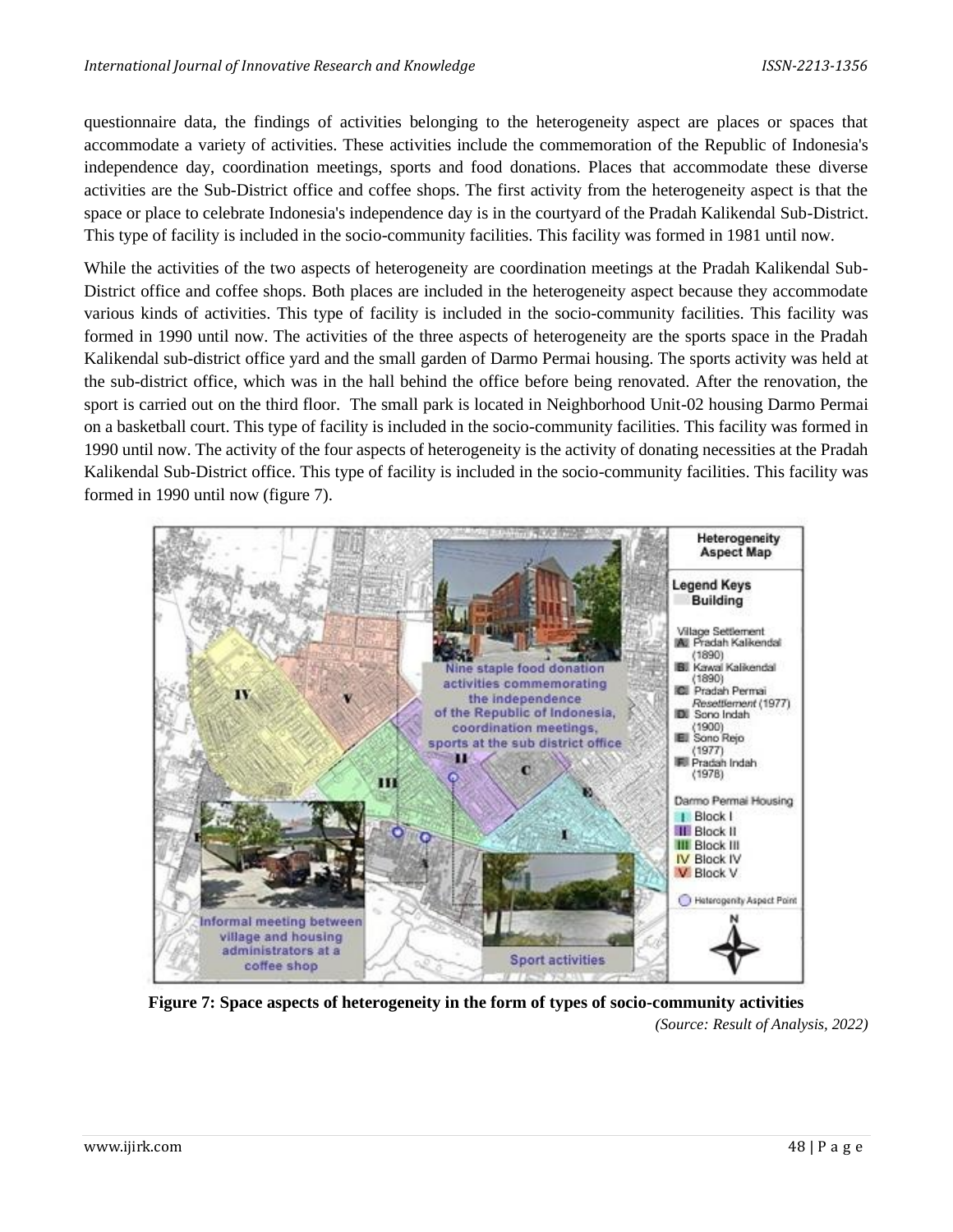questionnaire data, the findings of activities belonging to the heterogeneity aspect are places or spaces that accommodate a variety of activities. These activities include the commemoration of the Republic of Indonesia's independence day, coordination meetings, sports and food donations. Places that accommodate these diverse activities are the Sub-District office and coffee shops. The first activity from the heterogeneity aspect is that the space or place to celebrate Indonesia's independence day is in the courtyard of the Pradah Kalikendal Sub-District. This type of facility is included in the socio-community facilities. This facility was formed in 1981 until now.

While the activities of the two aspects of heterogeneity are coordination meetings at the Pradah Kalikendal Sub-District office and coffee shops. Both places are included in the heterogeneity aspect because they accommodate various kinds of activities. This type of facility is included in the socio-community facilities. This facility was formed in 1990 until now. The activities of the three aspects of heterogeneity are the sports space in the Pradah Kalikendal sub-district office yard and the small garden of Darmo Permai housing. The sports activity was held at the sub-district office, which was in the hall behind the office before being renovated. After the renovation, the sport is carried out on the third floor. The small park is located in Neighborhood Unit-02 housing Darmo Permai on a basketball court. This type of facility is included in the socio-community facilities. This facility was formed in 1990 until now. The activity of the four aspects of heterogeneity is the activity of donating necessities at the Pradah Kalikendal Sub-District office. This type of facility is included in the socio-community facilities. This facility was formed in 1990 until now (figure 7).

**Figure 7: Space aspects of heterogeneity in the form of types of socio-community activities**

*(Source: Result of Analysis, 2022)*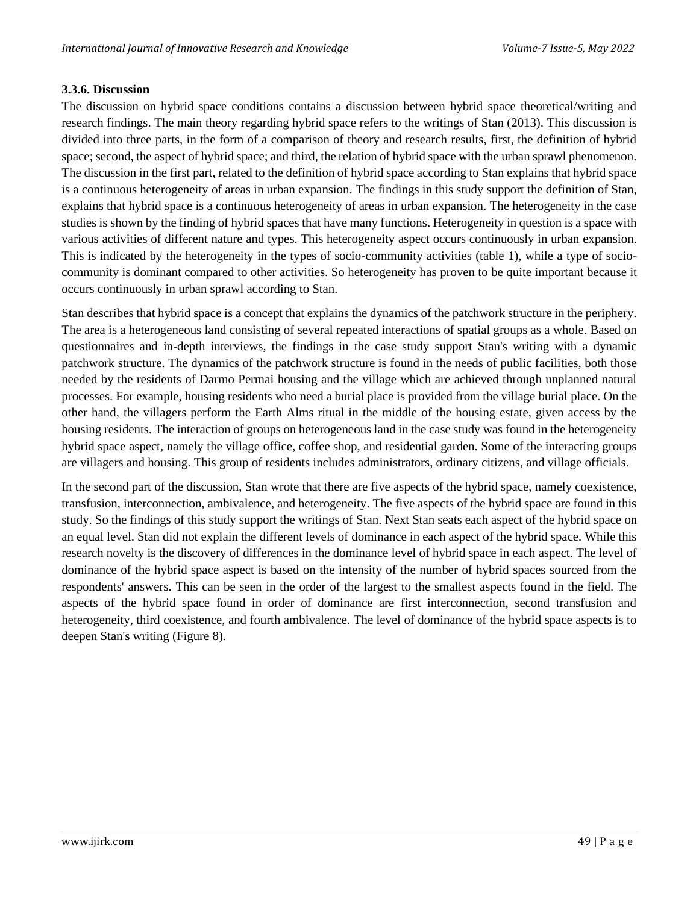### 3.3.6. Discussion

The discussion on hybrid space conditions contains a discussion between hybrid space theoretical/writing and research findings. The main theory regarding hybrid space refers to the writings of Stan (2013). This discussion is divided into three parts, in the form of a comparison of theory and research results, first, the definition of hybrid space; second, the aspect of hybrid space; and third, the relation of hybrid space with the urban sprawl phenomenon. The discussion in the first part, related to the definition of hybrid space according to Stan explains that hybrid space is a continuous heterogeneity of areas in urban expansion. The findings in this study support the definition of Stan, explains that hybrid space is a continuous heterogeneity of areas in urban expansion. The heterogeneity in the case studies is shown by the finding of hybrid spaces that have many functions. Heterogeneity in question is a space with various activities of different nature and types. This heterogeneity aspect occurs continuously in urban expansion. This is indicated by the heterogeneity in the types of socio-community activities (table 1), while a type of socio-community is dominant compared to other activities. So heterogeneity has proven to be quite important because it occurs continuously in urban sprawl according to Stan.

Stan describes that hybrid space is a concept that explains the dynamics of the patchwork structure in the periphery. The area is a heterogeneous land consisting of several repeated interactions of spatial groups as a whole. Based on questionnaires and in-depth interviews, the findings in the case study support Stan's writing with a dynamic patchwork structure. The dynamics of the patchwork structure is found in the needs of public facilities, both those needed by the residents of Darmo Permai housing and the village which are achieved through unplanned natural processes. For example, housing residents who need a burial place is provided from the village burial place. On the other hand, the villagers perform the Earth Alms ritual in the middle of the housing estate, given access by the housing residents. The interaction of groups on heterogeneous land in the case study was found in the heterogeneity hybrid space aspect, namely the village office, coffee shop, and residential garden. Some of the interacting groups are villagers and housing. This group of residents includes administrators, ordinary citizens, and village officials.

In the second part of the discussion, Stan wrote that there are five aspects of the hybrid space, namely coexistence, transfusion, interconnection, ambivalence, and heterogeneity. The five aspects of the hybrid space are found in this study. So the findings of this study support the writings of Stan. Next Stan seats each aspect of the hybrid space on an equal level. Stan did not explain the different levels of dominance in each aspect of the hybrid space. While this research novelty is the discovery of differences in the dominance level of hybrid space in each aspect. The level of dominance of the hybrid space aspect is based on the intensity of the number of hybrid spaces sourced from the respondents' answers. This can be seen in the order of the largest to the smallest aspects found in the field. The aspects of the hybrid space found in order of dominance are first interconnection, second transfusion and heterogeneity, third coexistence, and fourth ambivalence. The level of dominance of the hybrid space aspects is to deepen Stan's writing (Figure 8).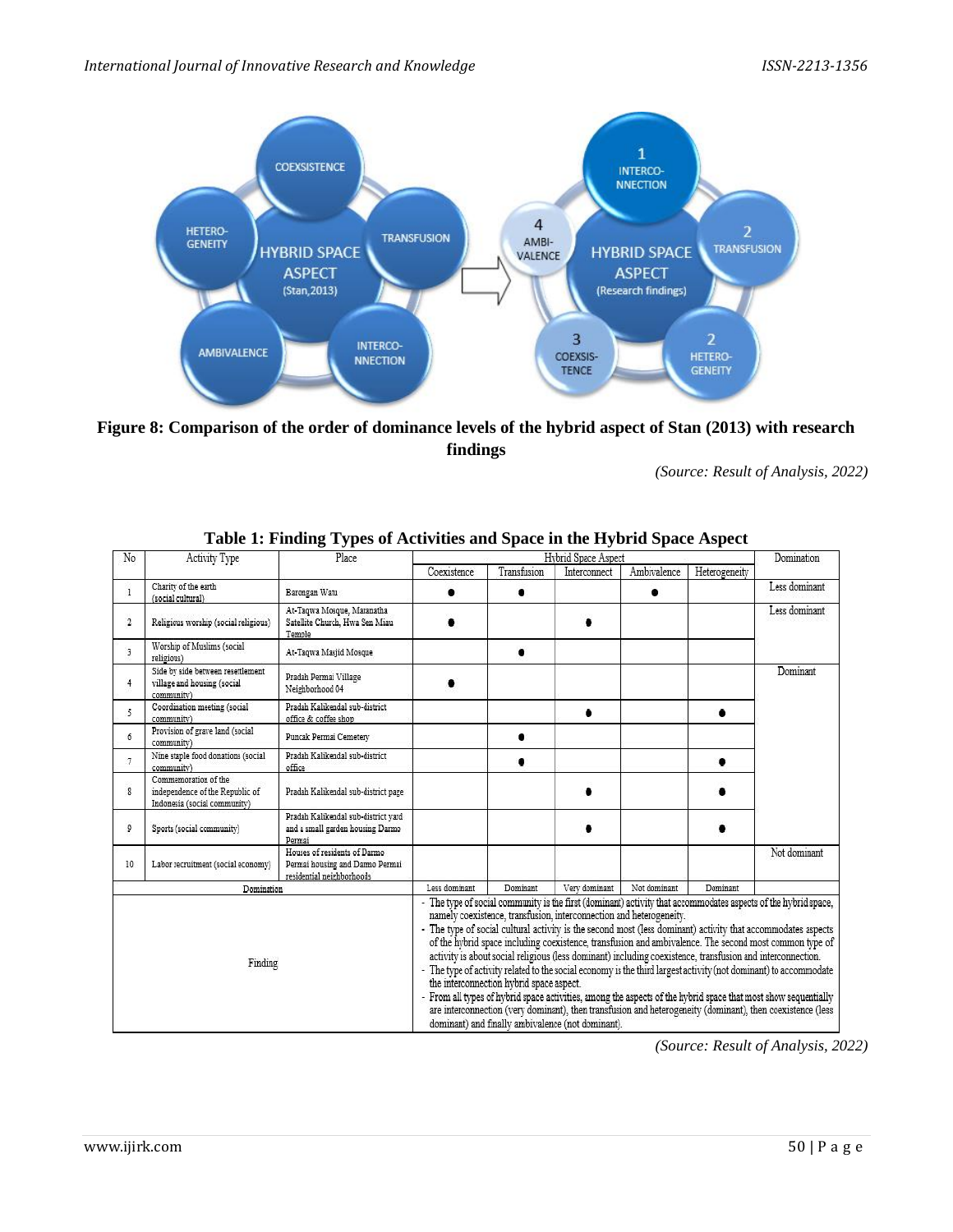**Figure 8: Comparison of the order of dominance levels of the hybrid aspect of Stan (2013) with research findings**

*(Source: Result of Analysis, 2022)*

**Table 1: Finding Types of Activities and Space in the Hybrid Space Aspect**

| No | Activity Type | Place | Hybrid Space Aspect | | | | | Domination |
|---|---|---|---|---|---|---|---|---|
| | | | Coexistence | Transfusion | Interconnect | Ambivalence | Heterogeneity | |
| 1 | Charity of the earth (social cultural) | Barongan Watu | ● | ● | | ● | | Less dominant |
| 2 | Religious worship (social religious) | At-Taqwa Mosque, Maranatha Satellite Church, Hwa Sen Miau Temple | ● | | ● | | | Less dominant |
| 3 | Worship of Muslims (social religious) | At-Taqwa Masjid Mosque | | ● | | | | |
| 4 | Side by side between resettlement village and housing (social community) | Pradah Permai Village Neighborhood 04 | ● | | | | | Dominant |
| 5 | Coordination meeting (social community) | Pradah Kalikendal sub-district office & coffee shop | | | ● | | ● | |
| 6 | Provision of grave land (social community) | Puncak Permai Cemetery | | ● | | | | |
| 7 | Nine staple food donations (social community) | Pradah Kalikendal sub-district office | | ● | | | ● | |
| 8 | Commemoration of the independence of the Republic of Indonesia (social community) | Pradah Kalikendal sub-district page | | | ● | | ● | |
| 9 | Sports (social community) | Pradah Kalikendal sub-district yard and a small garden housing Darmo Permai | | | ● | | ● | |
| 10 | Labor recruitment (social economy) | Houses of residents of Darmo Permai housing and Darmo Permai residential neighborhoods | | | | | | Not dominant |
| Domination | | | Less dominant | Dominant | Very dominant | Not dominant | Dominant | |
| Finding | | | - The type of social community is the first (dominant) activity that accommodates aspects of the hybrid space, namely coexistence, transfusion, interconnection and heterogeneity.<br>- The type of social cultural activity is the second most (less dominant) activity that accommodates aspects of the hybrid space including coexistence, transfusion and ambivalence. The second most common type of activity is about social religious (less dominant) including coexistence, transfusion and interconnection.<br>- The type of activity related to the social economy is the third largest activity (not dominant) to accommodate the interconnection hybrid space aspect.<br>- From all types of hybrid space activities, among the aspects of the hybrid space that most show sequentially are interconnection (very dominant), then transfusion and heterogeneity (dominant), then coexistence (less dominant) and finally ambivalence (not dominant). | | | | | |

*(Source: Result of Analysis, 2022)*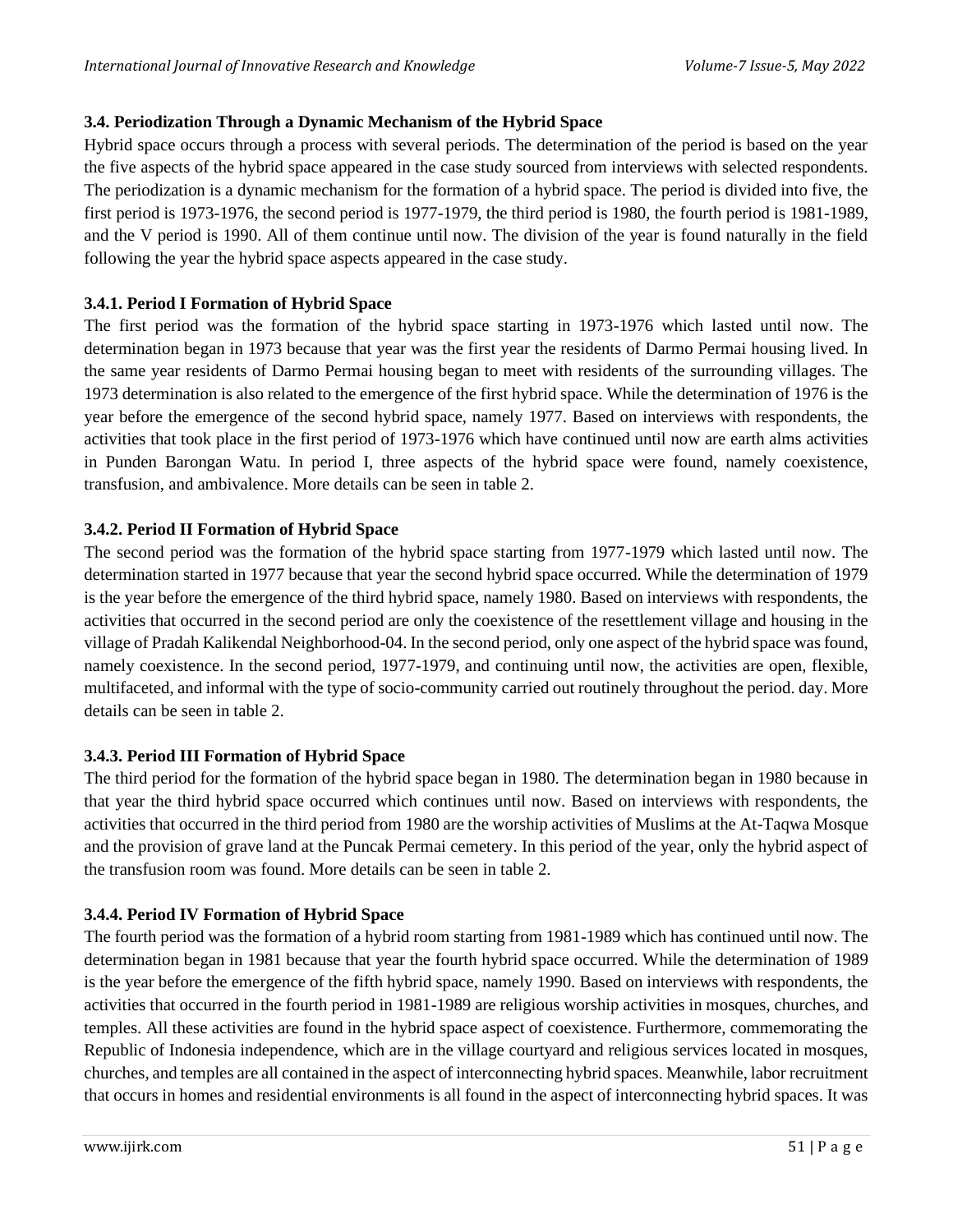### 3.4. Periodization Through a Dynamic Mechanism of the Hybrid Space

Hybrid space occurs through a process with several periods. The determination of the period is based on the year the five aspects of the hybrid space appeared in the case study sourced from interviews with selected respondents. The periodization is a dynamic mechanism for the formation of a hybrid space. The period is divided into five, the first period is 1973-1976, the second period is 1977-1979, the third period is 1980, the fourth period is 1981-1989, and the V period is 1990. All of them continue until now. The division of the year is found naturally in the field following the year the hybrid space aspects appeared in the case study.

#### 3.4.1. Period I Formation of Hybrid Space

The first period was the formation of the hybrid space starting in 1973-1976 which lasted until now. The determination began in 1973 because that year was the first year the residents of Darmo Permai housing lived. In the same year residents of Darmo Permai housing began to meet with residents of the surrounding villages. The 1973 determination is also related to the emergence of the first hybrid space. While the determination of 1976 is the year before the emergence of the second hybrid space, namely 1977. Based on interviews with respondents, the activities that took place in the first period of 1973-1976 which have continued until now are earth alms activities in Punden Barongan Watu. In period I, three aspects of the hybrid space were found, namely coexistence, transfusion, and ambivalence. More details can be seen in table 2.

#### 3.4.2. Period II Formation of Hybrid Space

The second period was the formation of the hybrid space starting from 1977-1979 which lasted until now. The determination started in 1977 because that year the second hybrid space occurred. While the determination of 1979 is the year before the emergence of the third hybrid space, namely 1980. Based on interviews with respondents, the activities that occurred in the second period are only the coexistence of the resettlement village and housing in the village of Pradah Kalikendal Neighborhood-04. In the second period, only one aspect of the hybrid space was found, namely coexistence. In the second period, 1977-1979, and continuing until now, the activities are open, flexible, multifaceted, and informal with the type of socio-community carried out routinely throughout the period. day. More details can be seen in table 2.

#### 3.4.3. Period III Formation of Hybrid Space

The third period for the formation of the hybrid space began in 1980. The determination began in 1980 because in that year the third hybrid space occurred which continues until now. Based on interviews with respondents, the activities that occurred in the third period from 1980 are the worship activities of Muslims at the At-Taqwa Mosque and the provision of grave land at the Puncak Permai cemetery. In this period of the year, only the hybrid aspect of the transfusion room was found. More details can be seen in table 2.

#### 3.4.4. Period IV Formation of Hybrid Space

The fourth period was the formation of a hybrid room starting from 1981-1989 which has continued until now. The determination began in 1981 because that year the fourth hybrid space occurred. While the determination of 1989 is the year before the emergence of the fifth hybrid space, namely 1990. Based on interviews with respondents, the activities that occurred in the fourth period in 1981-1989 are religious worship activities in mosques, churches, and temples. All these activities are found in the hybrid space aspect of coexistence. Furthermore, commemorating the Republic of Indonesia independence, which are in the village courtyard and religious services located in mosques, churches, and temples are all contained in the aspect of interconnecting hybrid spaces. Meanwhile, labor recruitment that occurs in homes and residential environments is all found in the aspect of interconnecting hybrid spaces. It was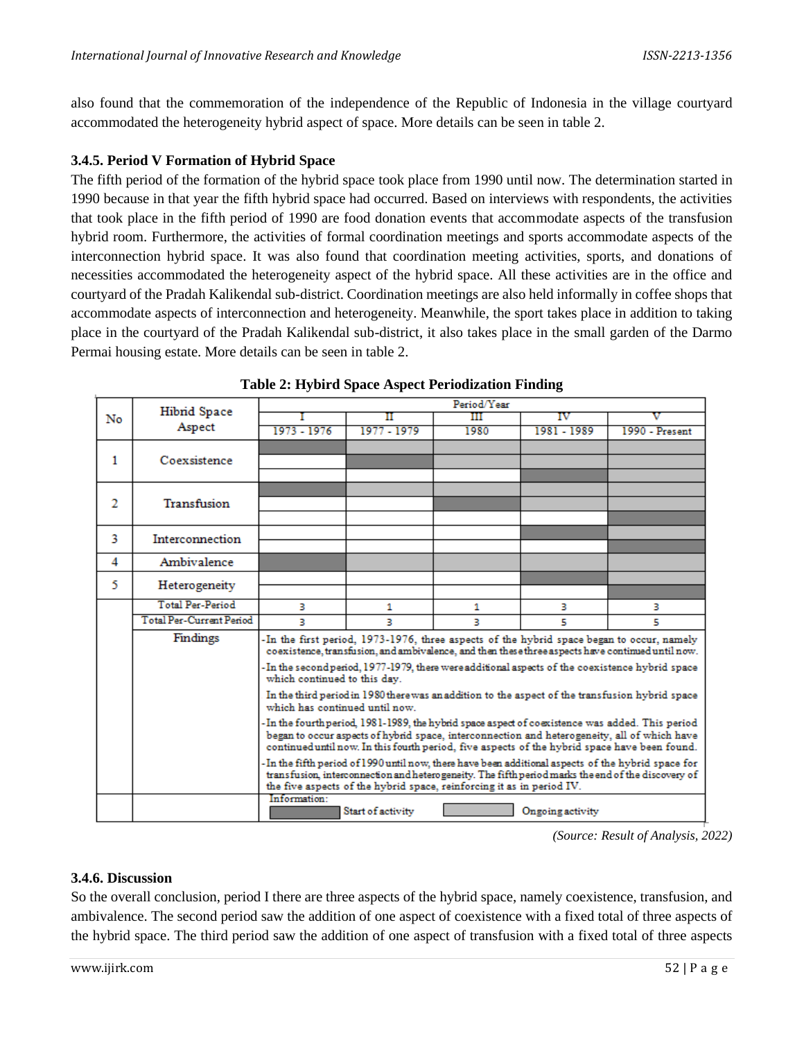also found that the commemoration of the independence of the Republic of Indonesia in the village courtyard accommodated the heterogeneity hybrid aspect of space. More details can be seen in table 2.

### 3.4.5. Period V Formation of Hybrid Space

The fifth period of the formation of the hybrid space took place from 1990 until now. The determination started in 1990 because in that year the fifth hybrid space had occurred. Based on interviews with respondents, the activities that took place in the fifth period of 1990 are food donation events that accommodate aspects of the transfusion hybrid room. Furthermore, the activities of formal coordination meetings and sports accommodate aspects of the interconnection hybrid space. It was also found that coordination meeting activities, sports, and donations of necessities accommodated the heterogeneity aspect of the hybrid space. All these activities are in the office and courtyard of the Pradah Kalikendal sub-district. Coordination meetings are also held informally in coffee shops that accommodate aspects of interconnection and heterogeneity. Meanwhile, the sport takes place in addition to taking place in the courtyard of the Pradah Kalikendal sub-district, it also takes place in the small garden of the Darmo Permai housing estate. More details can be seen in table 2.

**Table 2: Hybird Space Aspect Periodization Finding**

| No | Hibrid Space Aspect | Period/Year I 1973 - 1976 | II 1977 - 1979 | III 1980 | IV 1981 - 1989 | V 1990 - Present |
|---|---|---|---|---|---|---|
| 1 | Coexsistence | Start of activity | Ongoing activity | Ongoing activity | Ongoing activity | Ongoing activity |
| | | | Start of activity | Ongoing activity | Ongoing activity | Ongoing activity |
| | | | | | Start of activity | Ongoing activity |
| 2 | Transfusion | Start of activity | Ongoing activity | Ongoing activity | Ongoing activity | Ongoing activity |
| | | | | Start of activity | Ongoing activity | Ongoing activity |
| | | | | | | Start of activity |
| 3 | Interconnection | | | | Start of activity | Ongoing activity |
| | | | | | | Start of activity |
| 4 | Ambivalence | Start of activity | Ongoing activity | Ongoing activity | Ongoing activity | Ongoing activity |
| 5 | Heterogeneity | | | | Start of activity | Ongoing activity |
| | | | | | | Start of activity |
| | Total Per-Period | 3 | 1 | 1 | 3 | 3 |
| | Total Per-Current Period | 3 | 3 | 3 | 5 | 5 |
| | Findings | -In the first period, 1973-1976, three aspects of the hybrid space began to occur, namely coexistence, transfusion, and ambivalence, and then these three aspects have continued until now.<br>-In the second period, 1977-1979, there were additional aspects of the coexistence hybrid space which continued to this day.<br>In the third period in 1980 there was an addition to the aspect of the transfusion hybrid space which has continued until now.<br>-In the fourth period, 1981-1989, the hybrid space aspect of coexistence was added. This period began to occur aspects of hybrid space, interconnection and heterogeneity, all of which have continued until now. In this fourth period, five aspects of the hybrid space have been found.<br>-In the fifth period of 1990 until now, there have been additional aspects of the hybrid space for transfusion, interconnection and heterogeneity. The fifth period marks the end of the discovery of the five aspects of the hybrid space, reinforcing it as in period IV. | | | | |
| | | Information: Start of activity (dark shading); Ongoing activity (light shading) | | | | |

*(Source: Result of Analysis, 2022)*

### 3.4.6. Discussion

So the overall conclusion, period I there are three aspects of the hybrid space, namely coexistence, transfusion, and ambivalence. The second period saw the addition of one aspect of coexistence with a fixed total of three aspects of the hybrid space. The third period saw the addition of one aspect of transfusion with a fixed total of three aspects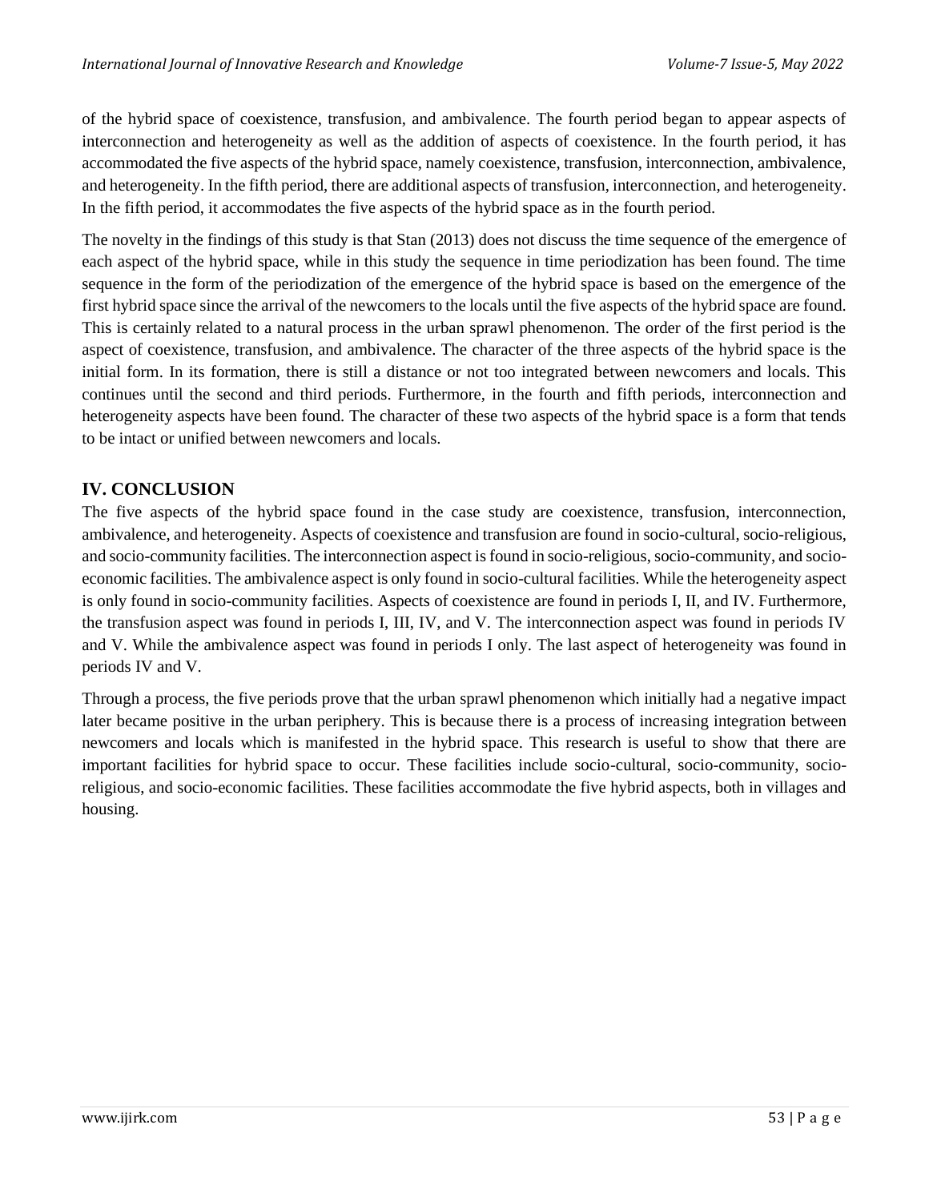of the hybrid space of coexistence, transfusion, and ambivalence. The fourth period began to appear aspects of interconnection and heterogeneity as well as the addition of aspects of coexistence. In the fourth period, it has accommodated the five aspects of the hybrid space, namely coexistence, transfusion, interconnection, ambivalence, and heterogeneity. In the fifth period, there are additional aspects of transfusion, interconnection, and heterogeneity. In the fifth period, it accommodates the five aspects of the hybrid space as in the fourth period.

The novelty in the findings of this study is that Stan (2013) does not discuss the time sequence of the emergence of each aspect of the hybrid space, while in this study the sequence in time periodization has been found. The time sequence in the form of the periodization of the emergence of the hybrid space is based on the emergence of the first hybrid space since the arrival of the newcomers to the locals until the five aspects of the hybrid space are found. This is certainly related to a natural process in the urban sprawl phenomenon. The order of the first period is the aspect of coexistence, transfusion, and ambivalence. The character of the three aspects of the hybrid space is the initial form. In its formation, there is still a distance or not too integrated between newcomers and locals. This continues until the second and third periods. Furthermore, in the fourth and fifth periods, interconnection and heterogeneity aspects have been found. The character of these two aspects of the hybrid space is a form that tends to be intact or unified between newcomers and locals.

## IV. CONCLUSION

The five aspects of the hybrid space found in the case study are coexistence, transfusion, interconnection, ambivalence, and heterogeneity. Aspects of coexistence and transfusion are found in socio-cultural, socio-religious, and socio-community facilities. The interconnection aspect is found in socio-religious, socio-community, and socio-economic facilities. The ambivalence aspect is only found in socio-cultural facilities. While the heterogeneity aspect is only found in socio-community facilities. Aspects of coexistence are found in periods I, II, and IV. Furthermore, the transfusion aspect was found in periods I, III, IV, and V. The interconnection aspect was found in periods IV and V. While the ambivalence aspect was found in periods I only. The last aspect of heterogeneity was found in periods IV and V.

Through a process, the five periods prove that the urban sprawl phenomenon which initially had a negative impact later became positive in the urban periphery. This is because there is a process of increasing integration between newcomers and locals which is manifested in the hybrid space. This research is useful to show that there are important facilities for hybrid space to occur. These facilities include socio-cultural, socio-community, socio-religious, and socio-economic facilities. These facilities accommodate the five hybrid aspects, both in villages and housing.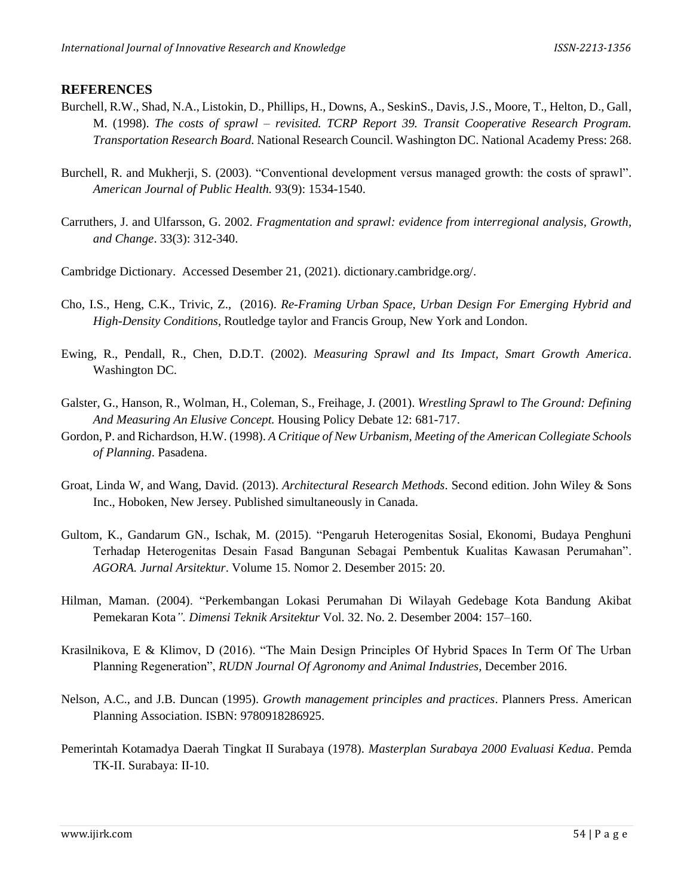## REFERENCES

Burchell, R.W., Shad, N.A., Listokin, D., Phillips, H., Downs, A., SeskinS., Davis, J.S., Moore, T., Helton, D., Gall, M. (1998). *The costs of sprawl – revisited. TCRP Report 39. Transit Cooperative Research Program. Transportation Research Board.* National Research Council. Washington DC. National Academy Press: 268.

Burchell, R. and Mukherji, S. (2003). "Conventional development versus managed growth: the costs of sprawl". *American Journal of Public Health.* 93(9): 1534-1540.

Carruthers, J. and Ulfarsson, G. 2002. *Fragmentation and sprawl: evidence from interregional analysis, Growth, and Change*. 33(3): 312-340.

Cambridge Dictionary. Accessed Desember 21, (2021). dictionary.cambridge.org/.

Cho, I.S., Heng, C.K., Trivic, Z., (2016). *Re-Framing Urban Space, Urban Design For Emerging Hybrid and High-Density Conditions*, Routledge taylor and Francis Group, New York and London.

Ewing, R., Pendall, R., Chen, D.D.T. (2002). *Measuring Sprawl and Its Impact, Smart Growth America*. Washington DC.

Galster, G., Hanson, R., Wolman, H., Coleman, S., Freihage, J. (2001). *Wrestling Sprawl to The Ground: Defining And Measuring An Elusive Concept.* Housing Policy Debate 12: 681-717.

Gordon, P. and Richardson, H.W. (1998). *A Critique of New Urbanism, Meeting of the American Collegiate Schools of Planning*. Pasadena.

Groat, Linda W, and Wang, David. (2013). *Architectural Research Methods*. Second edition. John Wiley & Sons Inc., Hoboken, New Jersey. Published simultaneously in Canada.

Gultom, K., Gandarum GN., Ischak, M. (2015). "Pengaruh Heterogenitas Sosial, Ekonomi, Budaya Penghuni Terhadap Heterogenitas Desain Fasad Bangunan Sebagai Pembentuk Kualitas Kawasan Perumahan". *AGORA. Jurnal Arsitektur*. Volume 15. Nomor 2. Desember 2015: 20.

Hilman, Maman. (2004). "Perkembangan Lokasi Perumahan Di Wilayah Gedebage Kota Bandung Akibat Pemekaran Kota*". Dimensi Teknik Arsitektur* Vol. 32. No. 2. Desember 2004: 157–160.

Krasilnikova, E & Klimov, D (2016). "The Main Design Principles Of Hybrid Spaces In Term Of The Urban Planning Regeneration", *RUDN Journal Of Agronomy and Animal Industries,* December 2016.

Nelson, A.C., and J.B. Duncan (1995). *Growth management principles and practices*. Planners Press. American Planning Association. ISBN: 9780918286925.

Pemerintah Kotamadya Daerah Tingkat II Surabaya (1978). *Masterplan Surabaya 2000 Evaluasi Kedua*. Pemda TK-II. Surabaya: II-10.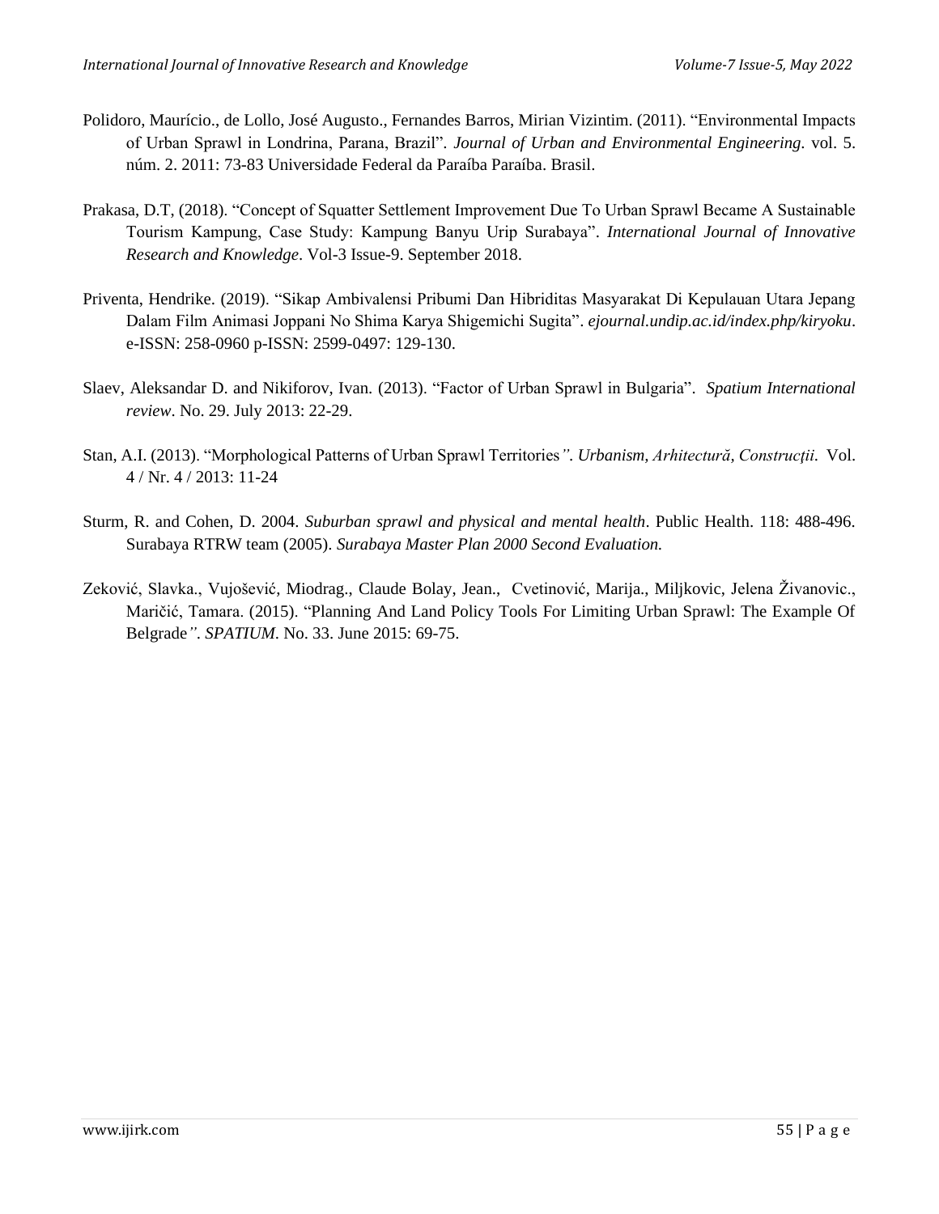Polidoro, Maurício., de Lollo, José Augusto., Fernandes Barros, Mirian Vizintim. (2011). "Environmental Impacts of Urban Sprawl in Londrina, Parana, Brazil". *Journal of Urban and Environmental Engineering*. vol. 5. núm. 2. 2011: 73-83 Universidade Federal da Paraíba Paraíba. Brasil.

Prakasa, D.T, (2018). "Concept of Squatter Settlement Improvement Due To Urban Sprawl Became A Sustainable Tourism Kampung, Case Study: Kampung Banyu Urip Surabaya". *International Journal of Innovative Research and Knowledge*. Vol-3 Issue-9. September 2018.

Priventa, Hendrike. (2019). "Sikap Ambivalensi Pribumi Dan Hibriditas Masyarakat Di Kepulauan Utara Jepang Dalam Film Animasi Joppani No Shima Karya Shigemichi Sugita". *ejournal.undip.ac.id/index.php/kiryoku*. e-ISSN: 258-0960 p-ISSN: 2599-0497: 129-130.

Slaev, Aleksandar D. and Nikiforov, Ivan. (2013). "Factor of Urban Sprawl in Bulgaria". *Spatium International review*. No. 29. July 2013: 22-29.

Stan, A.I. (2013). "Morphological Patterns of Urban Sprawl Territories". *Urbanism, Arhitectură, Construcţii*. Vol. 4 / Nr. 4 / 2013: 11-24

Sturm, R. and Cohen, D. 2004. *Suburban sprawl and physical and mental health*. Public Health. 118: 488-496. Surabaya RTRW team (2005). *Surabaya Master Plan 2000 Second Evaluation.*

Zeković, Slavka., Vujošević, Miodrag., Claude Bolay, Jean., Cvetinović, Marija., Miljkovic, Jelena Živanovic., Maričić, Tamara. (2015). "Planning And Land Policy Tools For Limiting Urban Sprawl: The Example Of Belgrade". *SPATIUM*. No. 33. June 2015: 69-75.